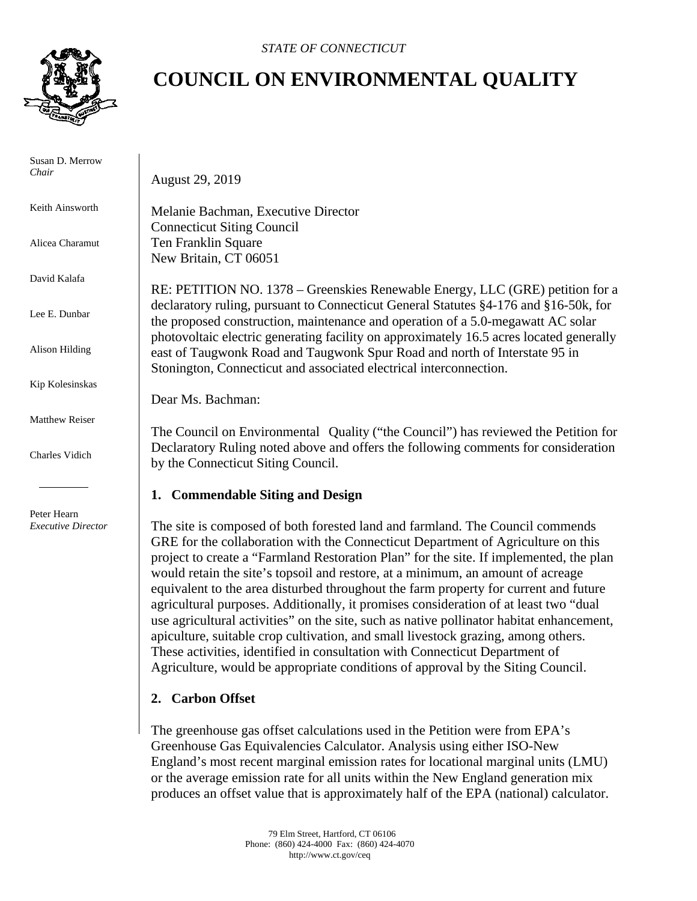*STATE OF CONNECTICUT*

# COUNCIL ON ENVIRONMENTAL QUALITY

Susan D. Merrow
*Chair*

Keith Ainsworth

Alicea Charamut

David Kalafa

Lee E. Dunbar

Alison Hilding

Kip Kolesinskas

Matthew Reiser

Charles Vidich

Peter Hearn
*Executive Director*

August 29, 2019

Melanie Bachman, Executive Director
Connecticut Siting Council
Ten Franklin Square
New Britain, CT 06051

RE: PETITION NO. 1378 – Greenskies Renewable Energy, LLC (GRE) petition for a declaratory ruling, pursuant to Connecticut General Statutes §4-176 and §16-50k, for the proposed construction, maintenance and operation of a 5.0-megawatt AC solar photovoltaic electric generating facility on approximately 16.5 acres located generally east of Taugwonk Road and Taugwonk Spur Road and north of Interstate 95 in Stonington, Connecticut and associated electrical interconnection.

Dear Ms. Bachman:

The Council on Environmental Quality ("the Council") has reviewed the Petition for Declaratory Ruling noted above and offers the following comments for consideration by the Connecticut Siting Council.

## 1. Commendable Siting and Design

The site is composed of both forested land and farmland. The Council commends GRE for the collaboration with the Connecticut Department of Agriculture on this project to create a "Farmland Restoration Plan" for the site. If implemented, the plan would retain the site's topsoil and restore, at a minimum, an amount of acreage equivalent to the area disturbed throughout the farm property for current and future agricultural purposes. Additionally, it promises consideration of at least two "dual use agricultural activities" on the site, such as native pollinator habitat enhancement, apiculture, suitable crop cultivation, and small livestock grazing, among others. These activities, identified in consultation with Connecticut Department of Agriculture, would be appropriate conditions of approval by the Siting Council.

## 2. Carbon Offset

The greenhouse gas offset calculations used in the Petition were from EPA's Greenhouse Gas Equivalencies Calculator. Analysis using either ISO-New England's most recent marginal emission rates for locational marginal units (LMU) or the average emission rate for all units within the New England generation mix produces an offset value that is approximately half of the EPA (national) calculator.

79 Elm Street, Hartford, CT 06106
Phone: (860) 424-4000 Fax: (860) 424-4070
http://www.ct.gov/ceq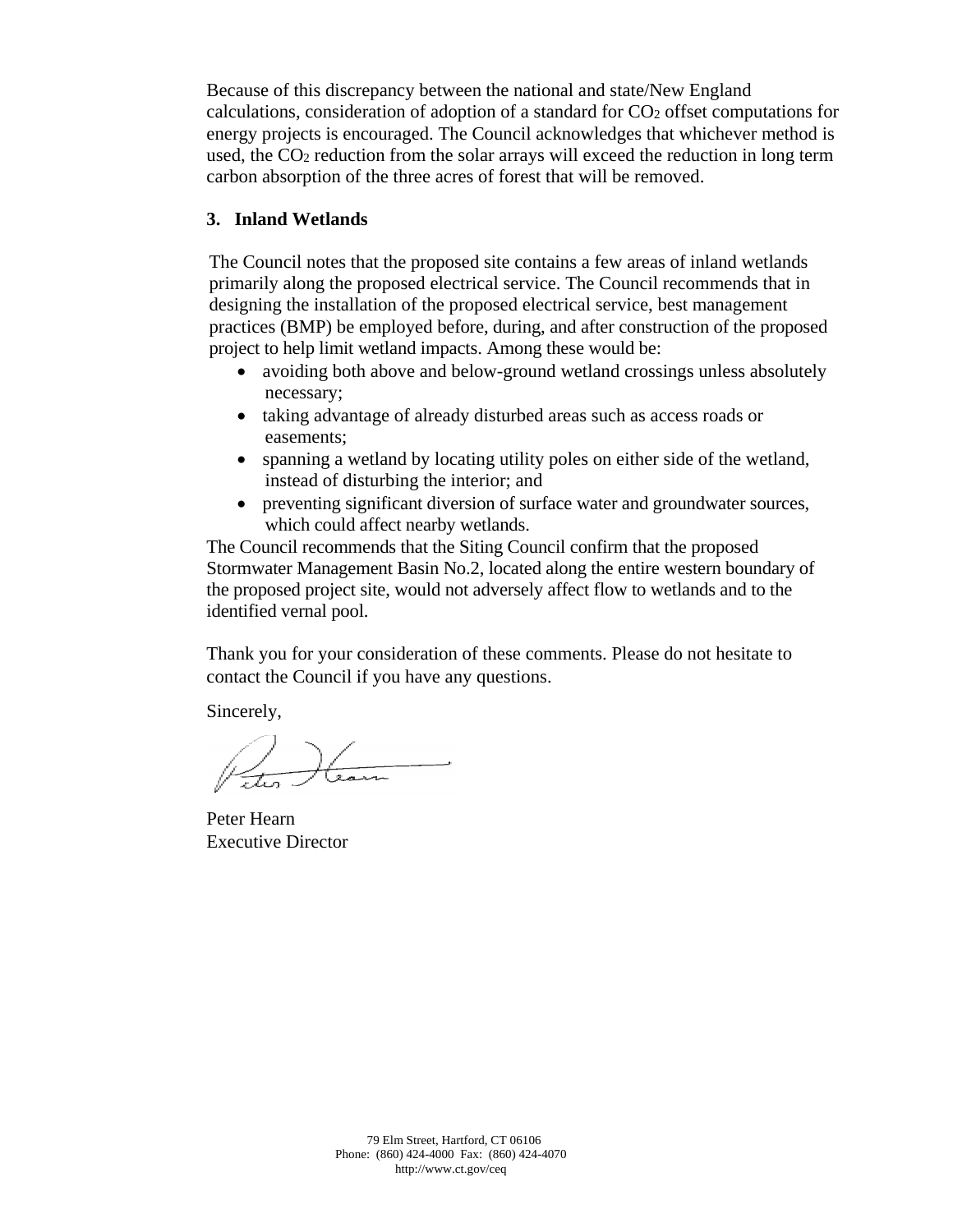Because of this discrepancy between the national and state/New England calculations, consideration of adoption of a standard for $CO_2$ offset computations for energy projects is encouraged. The Council acknowledges that whichever method is used, the $CO_2$ reduction from the solar arrays will exceed the reduction in long term carbon absorption of the three acres of forest that will be removed.

**3. Inland Wetlands**

The Council notes that the proposed site contains a few areas of inland wetlands primarily along the proposed electrical service. The Council recommends that in designing the installation of the proposed electrical service, best management practices (BMP) be employed before, during, and after construction of the proposed project to help limit wetland impacts. Among these would be:

- avoiding both above and below-ground wetland crossings unless absolutely necessary;
- taking advantage of already disturbed areas such as access roads or easements;
- spanning a wetland by locating utility poles on either side of the wetland, instead of disturbing the interior; and
- preventing significant diversion of surface water and groundwater sources, which could affect nearby wetlands.

The Council recommends that the Siting Council confirm that the proposed Stormwater Management Basin No.2, located along the entire western boundary of the proposed project site, would not adversely affect flow to wetlands and to the identified vernal pool.

Thank you for your consideration of these comments. Please do not hesitate to contact the Council if you have any questions.

Sincerely,

Peter Hearn
Executive Director

79 Elm Street, Hartford, CT 06106
Phone: (860) 424-4000 Fax: (860) 424-4070
http://www.ct.gov/ceq